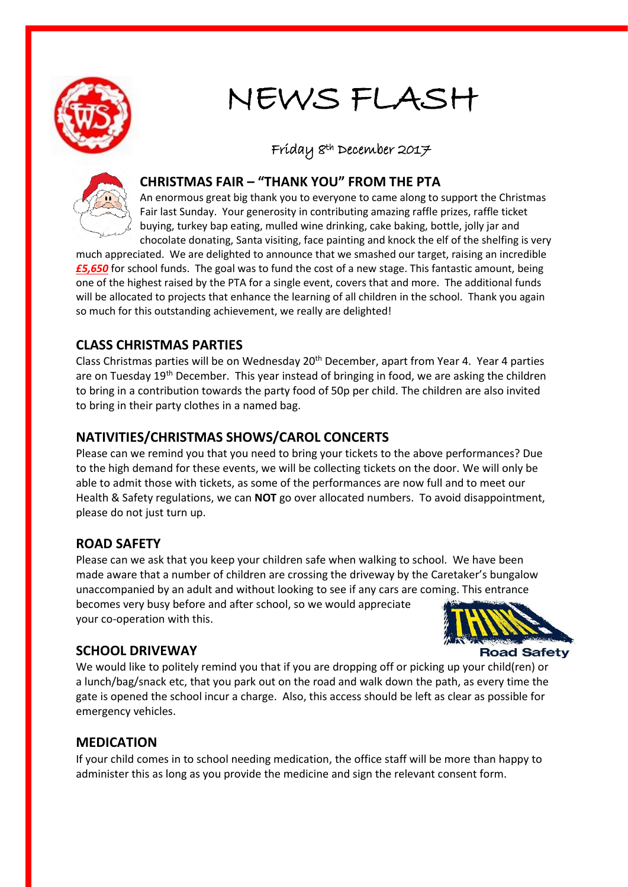# NEWS FLASH

Friday 8th December 2017

## CHRISTMAS FAIR – "THANK YOU" FROM THE PTA

An enormous great big thank you to everyone to came along to support the Christmas Fair last Sunday. Your generosity in contributing amazing raffle prizes, raffle ticket buying, turkey bap eating, mulled wine drinking, cake baking, bottle, jolly jar and chocolate donating, Santa visiting, face painting and knock the elf of the shelfing is very much appreciated. We are delighted to announce that we smashed our target, raising an incredible ***£5,650*** for school funds. The goal was to fund the cost of a new stage. This fantastic amount, being one of the highest raised by the PTA for a single event, covers that and more. The additional funds will be allocated to projects that enhance the learning of all children in the school. Thank you again so much for this outstanding achievement, we really are delighted!

## CLASS CHRISTMAS PARTIES

Class Christmas parties will be on Wednesday 20th December, apart from Year 4. Year 4 parties are on Tuesday 19th December. This year instead of bringing in food, we are asking the children to bring in a contribution towards the party food of 50p per child. The children are also invited to bring in their party clothes in a named bag.

## NATIVITIES/CHRISTMAS SHOWS/CAROL CONCERTS

Please can we remind you that you need to bring your tickets to the above performances? Due to the high demand for these events, we will be collecting tickets on the door. We will only be able to admit those with tickets, as some of the performances are now full and to meet our Health & Safety regulations, we can **NOT** go over allocated numbers. To avoid disappointment, please do not just turn up.

## ROAD SAFETY

Please can we ask that you keep your children safe when walking to school. We have been made aware that a number of children are crossing the driveway by the Caretaker's bungalow unaccompanied by an adult and without looking to see if any cars are coming. This entrance becomes very busy before and after school, so we would appreciate your co-operation with this.

## SCHOOL DRIVEWAY

We would like to politely remind you that if you are dropping off or picking up your child(ren) or a lunch/bag/snack etc, that you park out on the road and walk down the path, as every time the gate is opened the school incur a charge. Also, this access should be left as clear as possible for emergency vehicles.

## MEDICATION

If your child comes in to school needing medication, the office staff will be more than happy to administer this as long as you provide the medicine and sign the relevant consent form.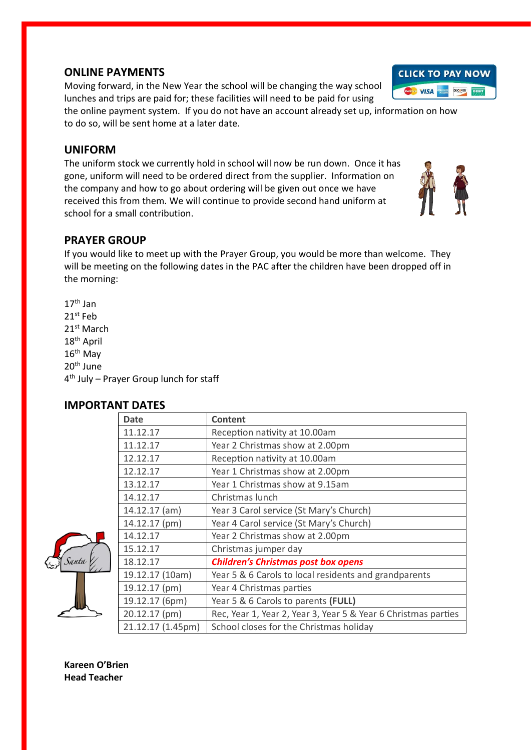## ONLINE PAYMENTS

Moving forward, in the New Year the school will be changing the way school lunches and trips are paid for; these facilities will need to be paid for using the online payment system. If you do not have an account already set up, information on how to do so, will be sent home at a later date.

## UNIFORM

The uniform stock we currently hold in school will now be run down. Once it has gone, uniform will need to be ordered direct from the supplier. Information on the company and how to go about ordering will be given out once we have received this from them. We will continue to provide second hand uniform at school for a small contribution.

## PRAYER GROUP

If you would like to meet up with the Prayer Group, you would be more than welcome. They will be meeting on the following dates in the PAC after the children have been dropped off in the morning:

17th Jan
21st Feb
21st March
18th April
16th May
20th June
4th July – Prayer Group lunch for staff

## IMPORTANT DATES

| Date | Content |
|---|---|
| 11.12.17 | Reception nativity at 10.00am |
| 11.12.17 | Year 2 Christmas show at 2.00pm |
| 12.12.17 | Reception nativity at 10.00am |
| 12.12.17 | Year 1 Christmas show at 2.00pm |
| 13.12.17 | Year 1 Christmas show at 9.15am |
| 14.12.17 | Christmas lunch |
| 14.12.17 (am) | Year 3 Carol service (St Mary's Church) |
| 14.12.17 (pm) | Year 4 Carol service (St Mary's Church) |
| 14.12.17 | Year 2 Christmas show at 2.00pm |
| 15.12.17 | Christmas jumper day |
| 18.12.17 | ***Children's Christmas post box opens*** |
| 19.12.17 (10am) | Year 5 & 6 Carols to local residents and grandparents |
| 19.12.17 (pm) | Year 4 Christmas parties |
| 19.12.17 (6pm) | Year 5 & 6 Carols to parents **(FULL)** |
| 20.12.17 (pm) | Rec, Year 1, Year 2, Year 3, Year 5 & Year 6 Christmas parties |
| 21.12.17 (1.45pm) | School closes for the Christmas holiday |

**Kareen O'Brien**
**Head Teacher**